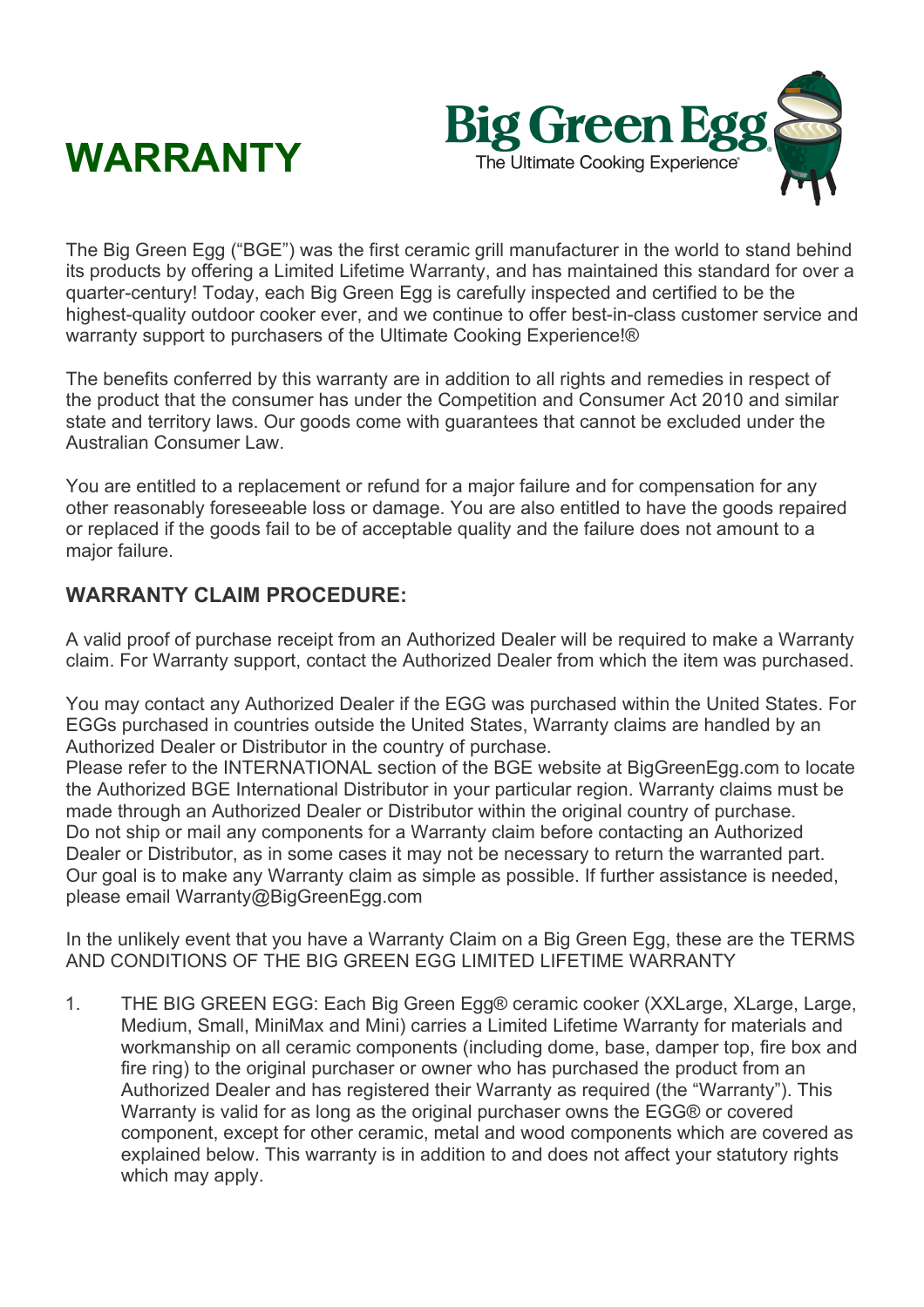# WARRANTY

Big Green Egg
The Ultimate Cooking Experience®

The Big Green Egg ("BGE") was the first ceramic grill manufacturer in the world to stand behind its products by offering a Limited Lifetime Warranty, and has maintained this standard for over a quarter-century! Today, each Big Green Egg is carefully inspected and certified to be the highest-quality outdoor cooker ever, and we continue to offer best-in-class customer service and warranty support to purchasers of the Ultimate Cooking Experience!®

The benefits conferred by this warranty are in addition to all rights and remedies in respect of the product that the consumer has under the Competition and Consumer Act 2010 and similar state and territory laws. Our goods come with guarantees that cannot be excluded under the Australian Consumer Law.

You are entitled to a replacement or refund for a major failure and for compensation for any other reasonably foreseeable loss or damage. You are also entitled to have the goods repaired or replaced if the goods fail to be of acceptable quality and the failure does not amount to a major failure.

## WARRANTY CLAIM PROCEDURE:

A valid proof of purchase receipt from an Authorized Dealer will be required to make a Warranty claim. For Warranty support, contact the Authorized Dealer from which the item was purchased.

You may contact any Authorized Dealer if the EGG was purchased within the United States. For EGGs purchased in countries outside the United States, Warranty claims are handled by an Authorized Dealer or Distributor in the country of purchase.
Please refer to the INTERNATIONAL section of the BGE website at BigGreenEgg.com to locate the Authorized BGE International Distributor in your particular region. Warranty claims must be made through an Authorized Dealer or Distributor within the original country of purchase.
Do not ship or mail any components for a Warranty claim before contacting an Authorized Dealer or Distributor, as in some cases it may not be necessary to return the warranted part.
Our goal is to make any Warranty claim as simple as possible. If further assistance is needed, please email Warranty@BigGreenEgg.com

In the unlikely event that you have a Warranty Claim on a Big Green Egg, these are the TERMS AND CONDITIONS OF THE BIG GREEN EGG LIMITED LIFETIME WARRANTY

1. THE BIG GREEN EGG: Each Big Green Egg® ceramic cooker (XXLarge, XLarge, Large, Medium, Small, MiniMax and Mini) carries a Limited Lifetime Warranty for materials and workmanship on all ceramic components (including dome, base, damper top, fire box and fire ring) to the original purchaser or owner who has purchased the product from an Authorized Dealer and has registered their Warranty as required (the "Warranty"). This Warranty is valid for as long as the original purchaser owns the EGG® or covered component, except for other ceramic, metal and wood components which are covered as explained below. This warranty is in addition to and does not affect your statutory rights which may apply.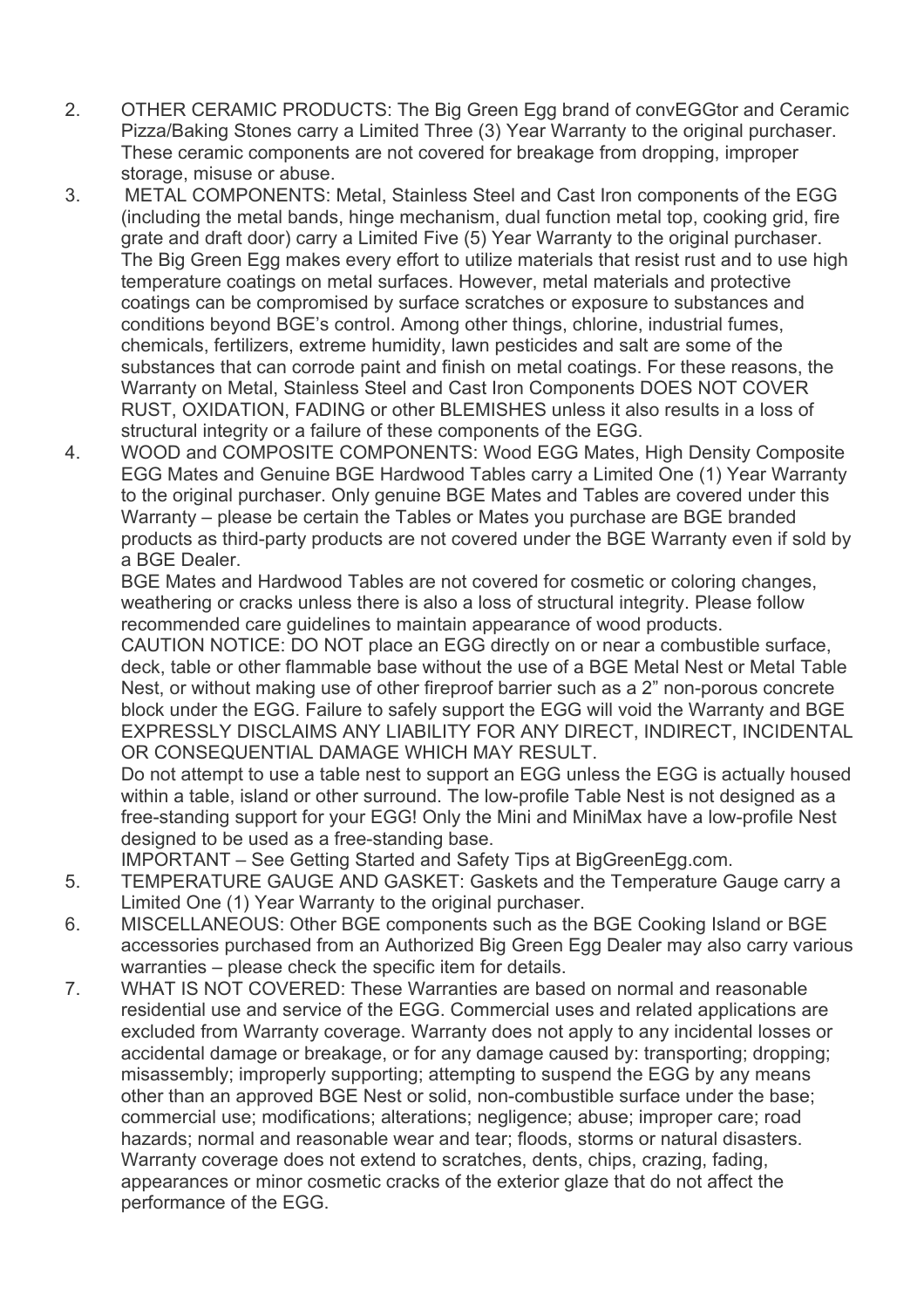2. OTHER CERAMIC PRODUCTS: The Big Green Egg brand of convEGGtor and Ceramic Pizza/Baking Stones carry a Limited Three (3) Year Warranty to the original purchaser. These ceramic components are not covered for breakage from dropping, improper storage, misuse or abuse.
3. METAL COMPONENTS: Metal, Stainless Steel and Cast Iron components of the EGG (including the metal bands, hinge mechanism, dual function metal top, cooking grid, fire grate and draft door) carry a Limited Five (5) Year Warranty to the original purchaser. The Big Green Egg makes every effort to utilize materials that resist rust and to use high temperature coatings on metal surfaces. However, metal materials and protective coatings can be compromised by surface scratches or exposure to substances and conditions beyond BGE's control. Among other things, chlorine, industrial fumes, chemicals, fertilizers, extreme humidity, lawn pesticides and salt are some of the substances that can corrode paint and finish on metal coatings. For these reasons, the Warranty on Metal, Stainless Steel and Cast Iron Components DOES NOT COVER RUST, OXIDATION, FADING or other BLEMISHES unless it also results in a loss of structural integrity or a failure of these components of the EGG.
4. WOOD and COMPOSITE COMPONENTS: Wood EGG Mates, High Density Composite EGG Mates and Genuine BGE Hardwood Tables carry a Limited One (1) Year Warranty to the original purchaser. Only genuine BGE Mates and Tables are covered under this Warranty – please be certain the Tables or Mates you purchase are BGE branded products as third-party products are not covered under the BGE Warranty even if sold by a BGE Dealer.

   BGE Mates and Hardwood Tables are not covered for cosmetic or coloring changes, weathering or cracks unless there is also a loss of structural integrity. Please follow recommended care guidelines to maintain appearance of wood products.

   CAUTION NOTICE: DO NOT place an EGG directly on or near a combustible surface, deck, table or other flammable base without the use of a BGE Metal Nest or Metal Table Nest, or without making use of other fireproof barrier such as a 2" non-porous concrete block under the EGG. Failure to safely support the EGG will void the Warranty and BGE EXPRESSLY DISCLAIMS ANY LIABILITY FOR ANY DIRECT, INDIRECT, INCIDENTAL OR CONSEQUENTIAL DAMAGE WHICH MAY RESULT.

   Do not attempt to use a table nest to support an EGG unless the EGG is actually housed within a table, island or other surround. The low-profile Table Nest is not designed as a free-standing support for your EGG! Only the Mini and MiniMax have a low-profile Nest designed to be used as a free-standing base.

   IMPORTANT – See Getting Started and Safety Tips at BigGreenEgg.com.
5. TEMPERATURE GAUGE AND GASKET: Gaskets and the Temperature Gauge carry a Limited One (1) Year Warranty to the original purchaser.
6. MISCELLANEOUS: Other BGE components such as the BGE Cooking Island or BGE accessories purchased from an Authorized Big Green Egg Dealer may also carry various warranties – please check the specific item for details.
7. WHAT IS NOT COVERED: These Warranties are based on normal and reasonable residential use and service of the EGG. Commercial uses and related applications are excluded from Warranty coverage. Warranty does not apply to any incidental losses or accidental damage or breakage, or for any damage caused by: transporting; dropping; misassembly; improperly supporting; attempting to suspend the EGG by any means other than an approved BGE Nest or solid, non-combustible surface under the base; commercial use; modifications; alterations; negligence; abuse; improper care; road hazards; normal and reasonable wear and tear; floods, storms or natural disasters. Warranty coverage does not extend to scratches, dents, chips, crazing, fading, appearances or minor cosmetic cracks of the exterior glaze that do not affect the performance of the EGG.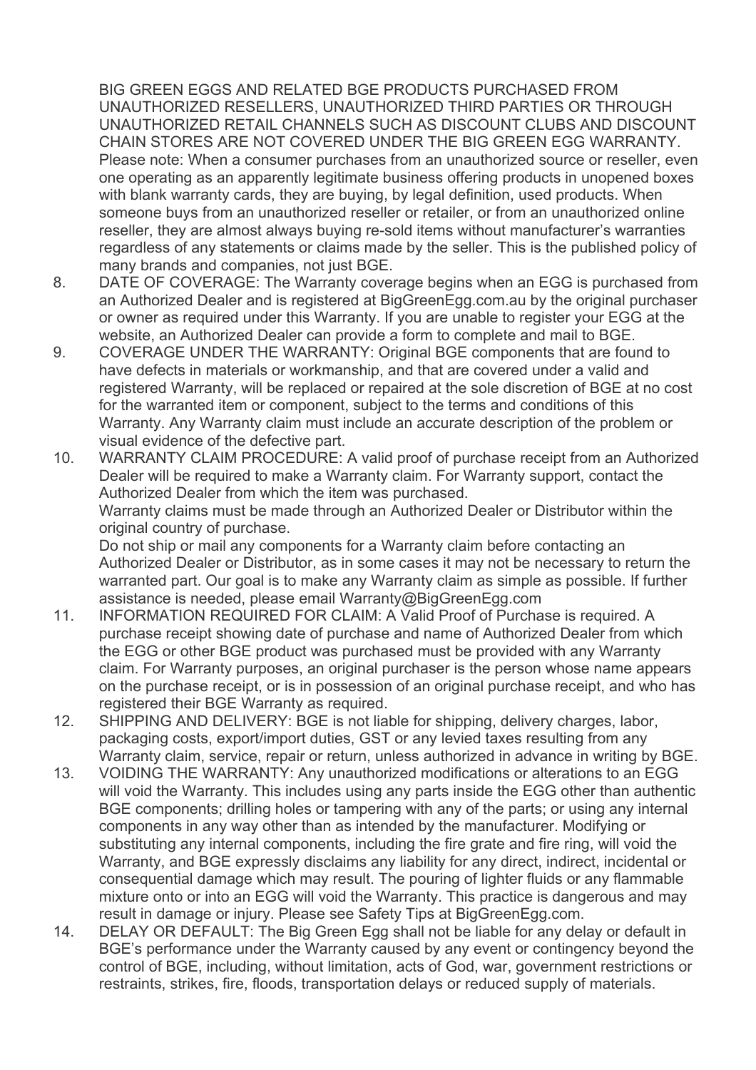BIG GREEN EGGS AND RELATED BGE PRODUCTS PURCHASED FROM UNAUTHORIZED RESELLERS, UNAUTHORIZED THIRD PARTIES OR THROUGH UNAUTHORIZED RETAIL CHANNELS SUCH AS DISCOUNT CLUBS AND DISCOUNT CHAIN STORES ARE NOT COVERED UNDER THE BIG GREEN EGG WARRANTY. Please note: When a consumer purchases from an unauthorized source or reseller, even one operating as an apparently legitimate business offering products in unopened boxes with blank warranty cards, they are buying, by legal definition, used products. When someone buys from an unauthorized reseller or retailer, or from an unauthorized online reseller, they are almost always buying re-sold items without manufacturer's warranties regardless of any statements or claims made by the seller. This is the published policy of many brands and companies, not just BGE.

8. DATE OF COVERAGE: The Warranty coverage begins when an EGG is purchased from an Authorized Dealer and is registered at BigGreenEgg.com.au by the original purchaser or owner as required under this Warranty. If you are unable to register your EGG at the website, an Authorized Dealer can provide a form to complete and mail to BGE.
9. COVERAGE UNDER THE WARRANTY: Original BGE components that are found to have defects in materials or workmanship, and that are covered under a valid and registered Warranty, will be replaced or repaired at the sole discretion of BGE at no cost for the warranted item or component, subject to the terms and conditions of this Warranty. Any Warranty claim must include an accurate description of the problem or visual evidence of the defective part.
10. WARRANTY CLAIM PROCEDURE: A valid proof of purchase receipt from an Authorized Dealer will be required to make a Warranty claim. For Warranty support, contact the Authorized Dealer from which the item was purchased.
    Warranty claims must be made through an Authorized Dealer or Distributor within the original country of purchase.
    Do not ship or mail any components for a Warranty claim before contacting an Authorized Dealer or Distributor, as in some cases it may not be necessary to return the warranted part. Our goal is to make any Warranty claim as simple as possible. If further assistance is needed, please email Warranty@BigGreenEgg.com
11. INFORMATION REQUIRED FOR CLAIM: A Valid Proof of Purchase is required. A purchase receipt showing date of purchase and name of Authorized Dealer from which the EGG or other BGE product was purchased must be provided with any Warranty claim. For Warranty purposes, an original purchaser is the person whose name appears on the purchase receipt, or is in possession of an original purchase receipt, and who has registered their BGE Warranty as required.
12. SHIPPING AND DELIVERY: BGE is not liable for shipping, delivery charges, labor, packaging costs, export/import duties, GST or any levied taxes resulting from any Warranty claim, service, repair or return, unless authorized in advance in writing by BGE.
13. VOIDING THE WARRANTY: Any unauthorized modifications or alterations to an EGG will void the Warranty. This includes using any parts inside the EGG other than authentic BGE components; drilling holes or tampering with any of the parts; or using any internal components in any way other than as intended by the manufacturer. Modifying or substituting any internal components, including the fire grate and fire ring, will void the Warranty, and BGE expressly disclaims any liability for any direct, indirect, incidental or consequential damage which may result. The pouring of lighter fluids or any flammable mixture onto or into an EGG will void the Warranty. This practice is dangerous and may result in damage or injury. Please see Safety Tips at BigGreenEgg.com.
14. DELAY OR DEFAULT: The Big Green Egg shall not be liable for any delay or default in BGE's performance under the Warranty caused by any event or contingency beyond the control of BGE, including, without limitation, acts of God, war, government restrictions or restraints, strikes, fire, floods, transportation delays or reduced supply of materials.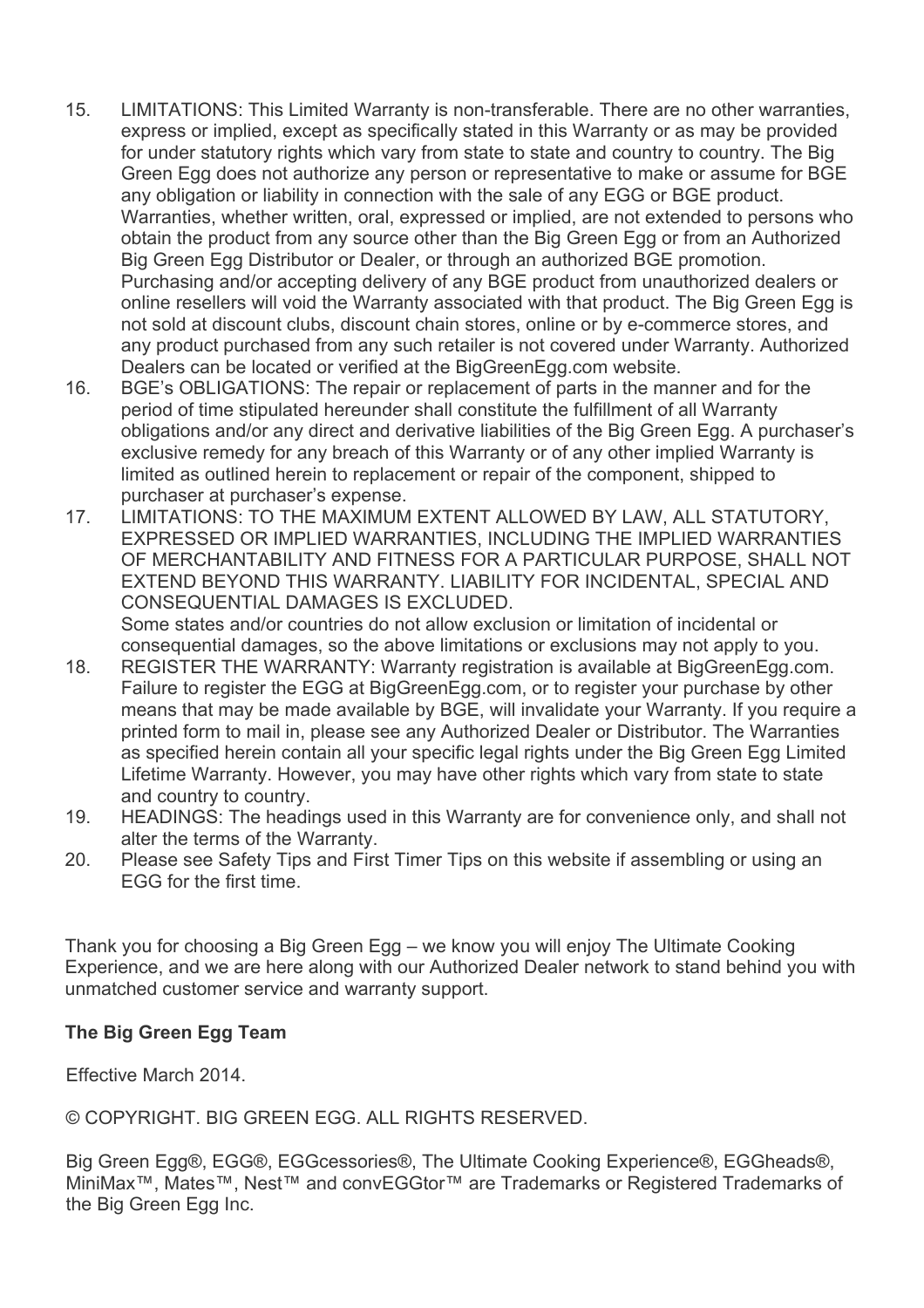15. LIMITATIONS: This Limited Warranty is non-transferable. There are no other warranties, express or implied, except as specifically stated in this Warranty or as may be provided for under statutory rights which vary from state to state and country to country. The Big Green Egg does not authorize any person or representative to make or assume for BGE any obligation or liability in connection with the sale of any EGG or BGE product. Warranties, whether written, oral, expressed or implied, are not extended to persons who obtain the product from any source other than the Big Green Egg or from an Authorized Big Green Egg Distributor or Dealer, or through an authorized BGE promotion. Purchasing and/or accepting delivery of any BGE product from unauthorized dealers or online resellers will void the Warranty associated with that product. The Big Green Egg is not sold at discount clubs, discount chain stores, online or by e-commerce stores, and any product purchased from any such retailer is not covered under Warranty. Authorized Dealers can be located or verified at the BigGreenEgg.com website.
16. BGE's OBLIGATIONS: The repair or replacement of parts in the manner and for the period of time stipulated hereunder shall constitute the fulfillment of all Warranty obligations and/or any direct and derivative liabilities of the Big Green Egg. A purchaser's exclusive remedy for any breach of this Warranty or of any other implied Warranty is limited as outlined herein to replacement or repair of the component, shipped to purchaser at purchaser's expense.
17. LIMITATIONS: TO THE MAXIMUM EXTENT ALLOWED BY LAW, ALL STATUTORY, EXPRESSED OR IMPLIED WARRANTIES, INCLUDING THE IMPLIED WARRANTIES OF MERCHANTABILITY AND FITNESS FOR A PARTICULAR PURPOSE, SHALL NOT EXTEND BEYOND THIS WARRANTY. LIABILITY FOR INCIDENTAL, SPECIAL AND CONSEQUENTIAL DAMAGES IS EXCLUDED.
    Some states and/or countries do not allow exclusion or limitation of incidental or consequential damages, so the above limitations or exclusions may not apply to you.
18. REGISTER THE WARRANTY: Warranty registration is available at BigGreenEgg.com. Failure to register the EGG at BigGreenEgg.com, or to register your purchase by other means that may be made available by BGE, will invalidate your Warranty. If you require a printed form to mail in, please see any Authorized Dealer or Distributor. The Warranties as specified herein contain all your specific legal rights under the Big Green Egg Limited Lifetime Warranty. However, you may have other rights which vary from state to state and country to country.
19. HEADINGS: The headings used in this Warranty are for convenience only, and shall not alter the terms of the Warranty.
20. Please see Safety Tips and First Timer Tips on this website if assembling or using an EGG for the first time.

Thank you for choosing a Big Green Egg – we know you will enjoy The Ultimate Cooking Experience, and we are here along with our Authorized Dealer network to stand behind you with unmatched customer service and warranty support.

**The Big Green Egg Team**

Effective March 2014.

© COPYRIGHT. BIG GREEN EGG. ALL RIGHTS RESERVED.

Big Green Egg®, EGG®, EGGcessories®, The Ultimate Cooking Experience®, EGGheads®, MiniMax™, Mates™, Nest™ and convEGGtor™ are Trademarks or Registered Trademarks of the Big Green Egg Inc.